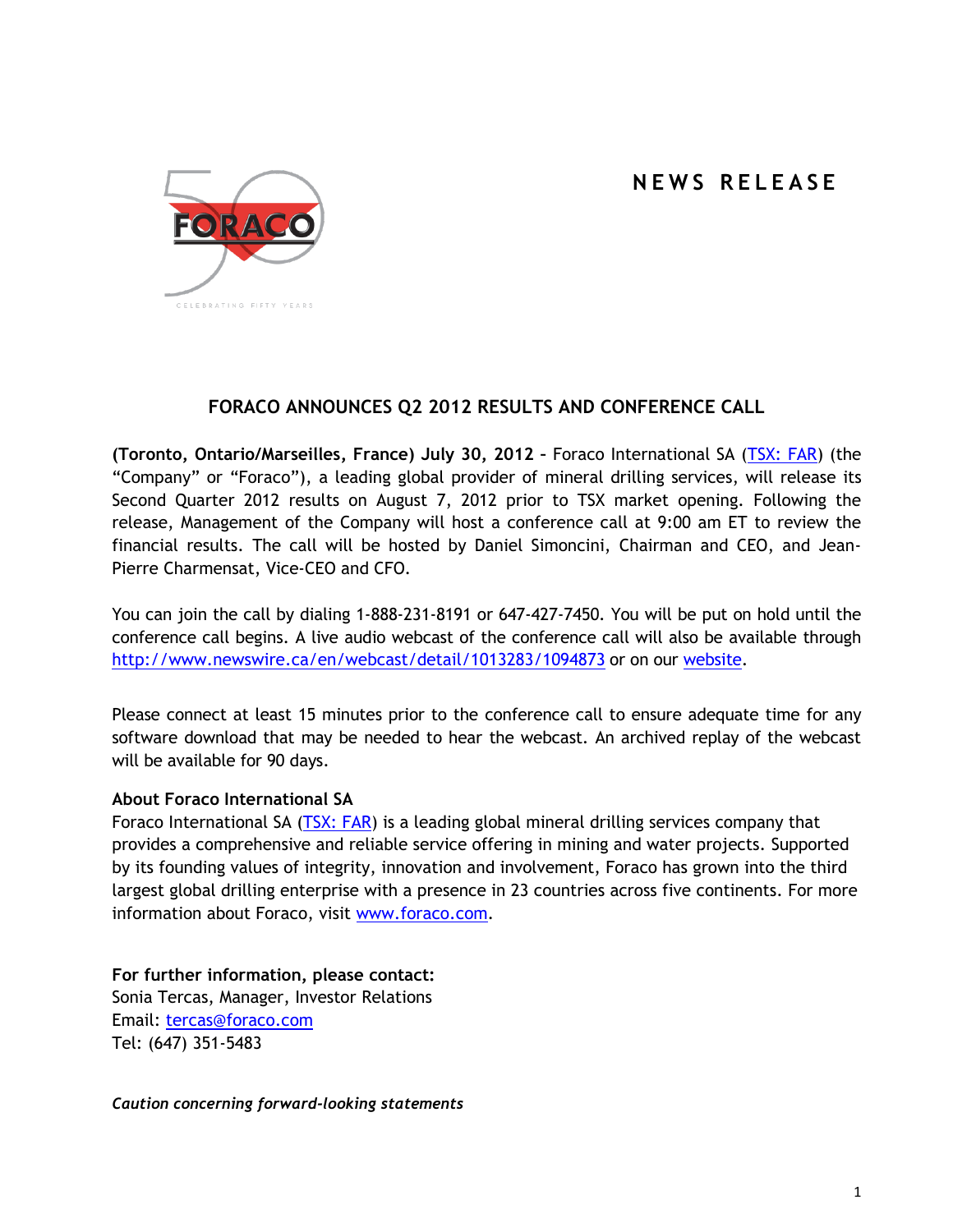# NEWS RELEASE

## FORACO ANNOUNCES Q2 2012 RESULTS AND CONFERENCE CALL

**(Toronto, Ontario/Marseilles, France) July 30, 2012 –** Foraco International SA (TSX: FAR) (the "Company" or "Foraco"), a leading global provider of mineral drilling services, will release its Second Quarter 2012 results on August 7, 2012 prior to TSX market opening. Following the release, Management of the Company will host a conference call at 9:00 am ET to review the financial results. The call will be hosted by Daniel Simoncini, Chairman and CEO, and Jean-Pierre Charmensat, Vice-CEO and CFO.

You can join the call by dialing 1-888-231-8191 or 647-427-7450. You will be put on hold until the conference call begins. A live audio webcast of the conference call will also be available through http://www.newswire.ca/en/webcast/detail/1013283/1094873 or on our website.

Please connect at least 15 minutes prior to the conference call to ensure adequate time for any software download that may be needed to hear the webcast. An archived replay of the webcast will be available for 90 days.

**About Foraco International SA**

Foraco International SA (TSX: FAR) is a leading global mineral drilling services company that provides a comprehensive and reliable service offering in mining and water projects. Supported by its founding values of integrity, innovation and involvement, Foraco has grown into the third largest global drilling enterprise with a presence in 23 countries across five continents. For more information about Foraco, visit www.foraco.com.

**For further information, please contact:**
Sonia Tercas, Manager, Investor Relations
Email: tercas@foraco.com
Tel: (647) 351-5483

***Caution concerning forward-looking statements***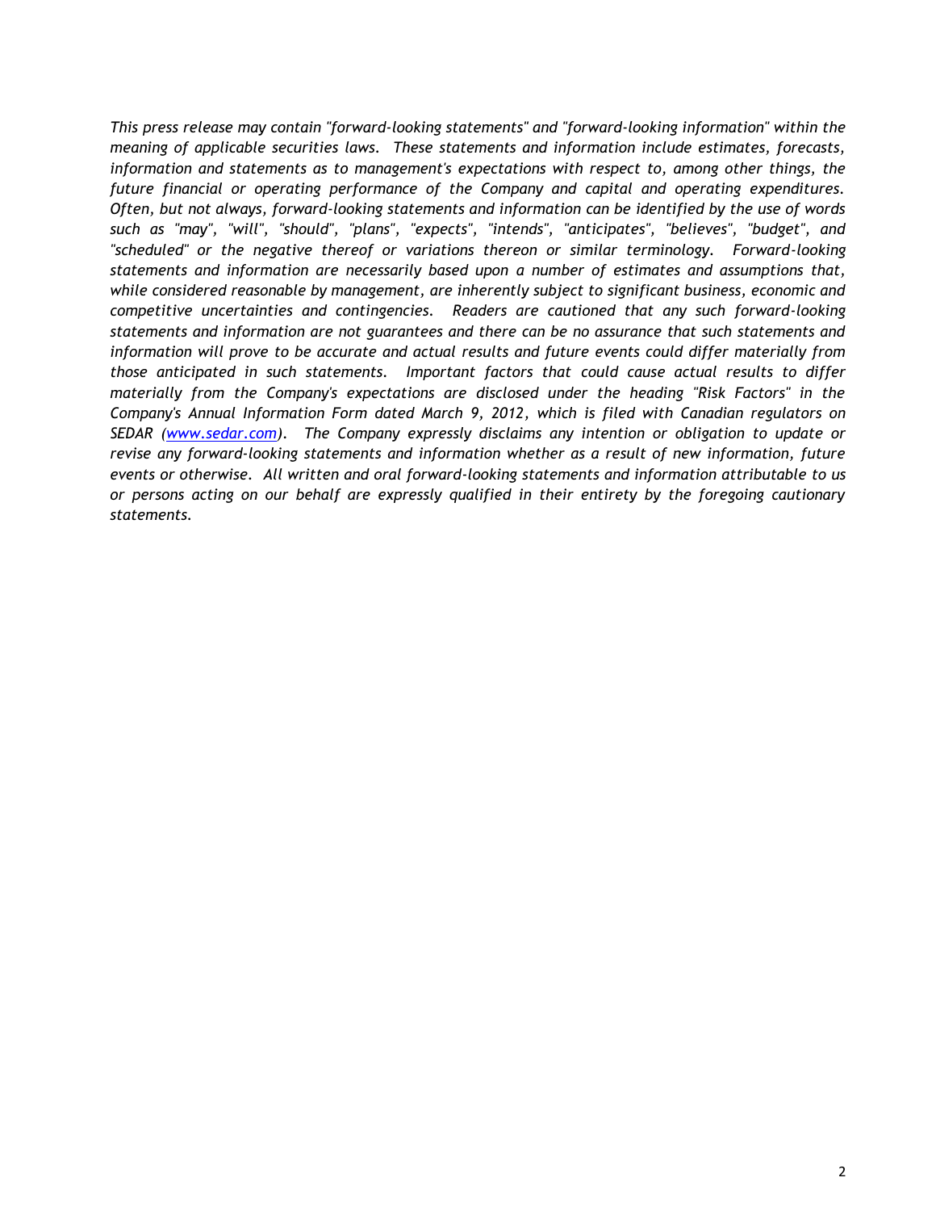*This press release may contain "forward-looking statements" and "forward-looking information" within the meaning of applicable securities laws. These statements and information include estimates, forecasts, information and statements as to management's expectations with respect to, among other things, the future financial or operating performance of the Company and capital and operating expenditures. Often, but not always, forward-looking statements and information can be identified by the use of words such as "may", "will", "should", "plans", "expects", "intends", "anticipates", "believes", "budget", and "scheduled" or the negative thereof or variations thereon or similar terminology. Forward-looking statements and information are necessarily based upon a number of estimates and assumptions that, while considered reasonable by management, are inherently subject to significant business, economic and competitive uncertainties and contingencies. Readers are cautioned that any such forward-looking statements and information are not guarantees and there can be no assurance that such statements and information will prove to be accurate and actual results and future events could differ materially from those anticipated in such statements. Important factors that could cause actual results to differ materially from the Company's expectations are disclosed under the heading "Risk Factors" in the Company's Annual Information Form dated March 9, 2012, which is filed with Canadian regulators on SEDAR ([www.sedar.com](http://www.sedar.com)). The Company expressly disclaims any intention or obligation to update or revise any forward-looking statements and information whether as a result of new information, future events or otherwise. All written and oral forward-looking statements and information attributable to us or persons acting on our behalf are expressly qualified in their entirety by the foregoing cautionary statements.*